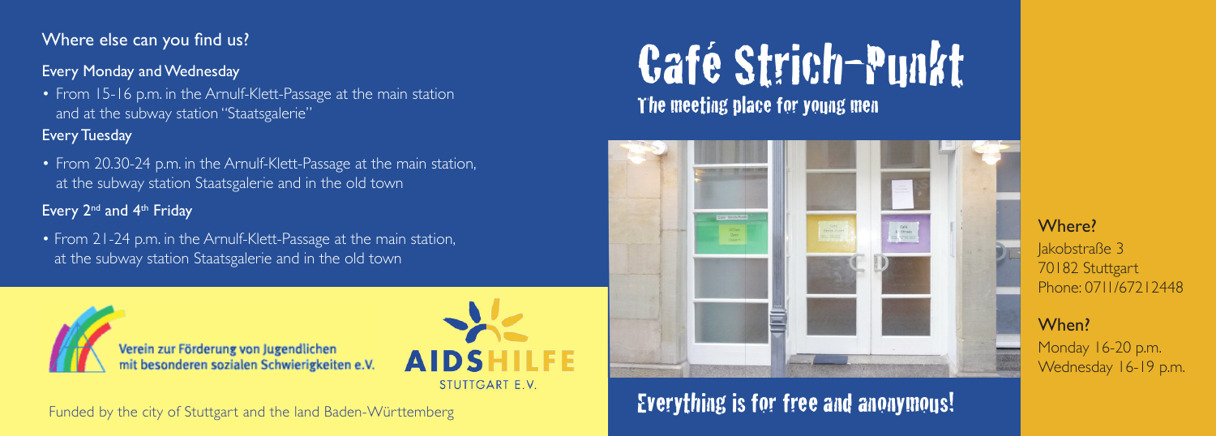## Where else can you find us?

### Every Monday and Wednesday

- From 15-16 p.m. in the Arnulf-Klett-Passage at the main station and at the subway station "Staatsgalerie"

### Every Tuesday

- From 20.30-24 p.m. in the Arnulf-Klett-Passage at the main station, at the subway station Staatsgalerie and in the old town

### Every 2nd and 4th Friday

- From 21-24 p.m. in the Arnulf-Klett-Passage at the main station, at the subway station Staatsgalerie and in the old town

Verein zur Förderung von Jugendlichen mit besonderen sozialen Schwierigkeiten e.V.

AIDSHILFE STUTTGART E.V.

Funded by the city of Stuttgart and the land Baden-Württemberg

# Café Strich-Punkt

## The meeting place for young men

## Everything is for free and anonymous!

**Where?**
Jakobstraße 3
70182 Stuttgart
Phone: 0711/67212448

**When?**
Monday 16-20 p.m.
Wednesday 16-19 p.m.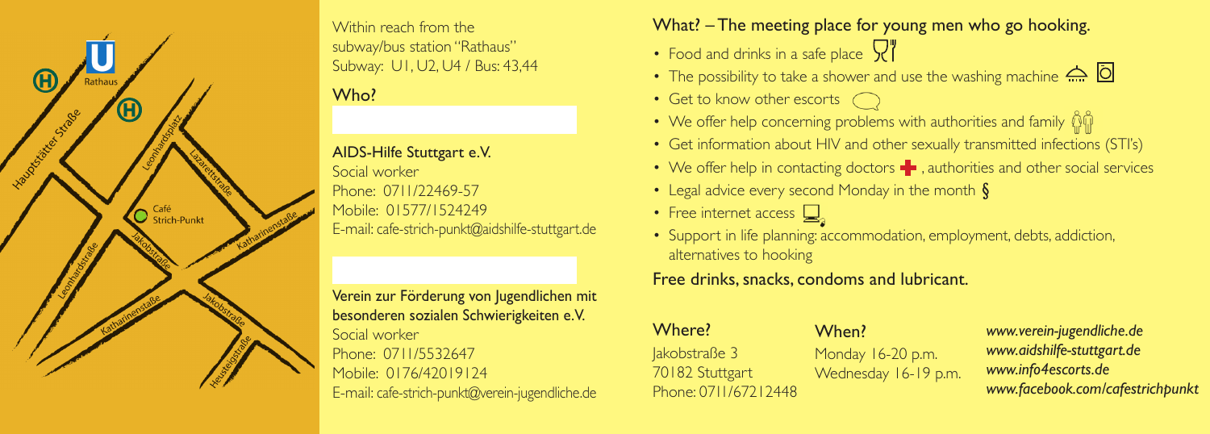Rathaus

Hauptstätter Straße

Leonhardsplatz

Lazarettstraße

Café Strich-Punkt

Katharinenstaße

Jakobstraße

Leonhardstraße

Katharinenstaße

Jakobstraße

Heusteigstraße

Within reach from the subway/bus station "Rathaus"
Subway: U1, U2, U4 / Bus: 43,44

## Who?

**AIDS-Hilfe Stuttgart e.V.**
Social worker
Phone: 0711/22469-57
Mobile: 01577/1524249
E-mail: cafe-strich-punkt@aidshilfe-stuttgart.de

**Verein zur Förderung von Jugendlichen mit besonderen sozialen Schwierigkeiten e.V.**
Social worker
Phone: 0711/5532647
Mobile: 0176/42019124
E-mail: cafe-strich-punkt@verein-jugendliche.de

## What? – The meeting place for young men who go hooking.

- Food and drinks in a safe place
- The possibility to take a shower and use the washing machine
- Get to know other escorts
- We offer help concerning problems with authorities and family
- Get information about HIV and other sexually transmitted infections (STI's)
- We offer help in contacting doctors, authorities and other social services
- Legal advice every second Monday in the month §
- Free internet access
- Support in life planning: accommodation, employment, debts, addiction, alternatives to hooking

**Free drinks, snacks, condoms and lubricant.**

## Where?

Jakobstraße 3
70182 Stuttgart
Phone: 0711/67212448

## When?

Monday 16-20 p.m.
Wednesday 16-19 p.m.

*www.verein-jugendliche.de*
*www.aidshilfe-stuttgart.de*
*www.info4escorts.de*
*www.facebook.com/cafestrichpunkt*